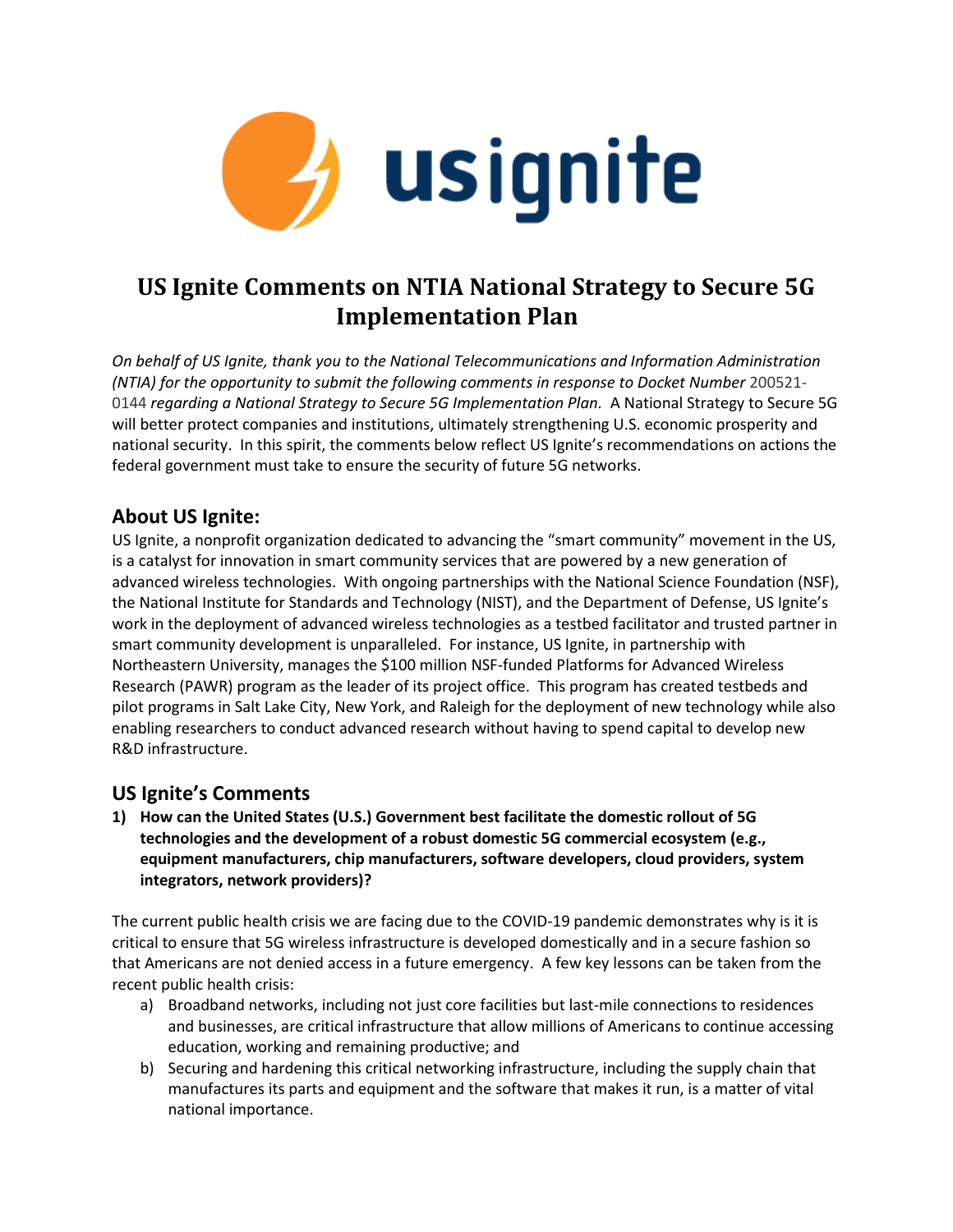# US Ignite Comments on NTIA National Strategy to Secure 5G Implementation Plan

*On behalf of US Ignite, thank you to the National Telecommunications and Information Administration (NTIA) for the opportunity to submit the following comments in response to Docket Number* 200521-0144 *regarding a National Strategy to Secure 5G Implementation Plan.* A National Strategy to Secure 5G will better protect companies and institutions, ultimately strengthening U.S. economic prosperity and national security. In this spirit, the comments below reflect US Ignite's recommendations on actions the federal government must take to ensure the security of future 5G networks.

## About US Ignite:

US Ignite, a nonprofit organization dedicated to advancing the "smart community" movement in the US, is a catalyst for innovation in smart community services that are powered by a new generation of advanced wireless technologies. With ongoing partnerships with the National Science Foundation (NSF), the National Institute for Standards and Technology (NIST), and the Department of Defense, US Ignite's work in the deployment of advanced wireless technologies as a testbed facilitator and trusted partner in smart community development is unparalleled. For instance, US Ignite, in partnership with Northeastern University, manages the $100 million NSF-funded Platforms for Advanced Wireless Research (PAWR) program as the leader of its project office. This program has created testbeds and pilot programs in Salt Lake City, New York, and Raleigh for the deployment of new technology while also enabling researchers to conduct advanced research without having to spend capital to develop new R&D infrastructure.

## US Ignite's Comments

**1) How can the United States (U.S.) Government best facilitate the domestic rollout of 5G technologies and the development of a robust domestic 5G commercial ecosystem (e.g., equipment manufacturers, chip manufacturers, software developers, cloud providers, system integrators, network providers)?**

The current public health crisis we are facing due to the COVID-19 pandemic demonstrates why is it is critical to ensure that 5G wireless infrastructure is developed domestically and in a secure fashion so that Americans are not denied access in a future emergency. A few key lessons can be taken from the recent public health crisis:

a) Broadband networks, including not just core facilities but last-mile connections to residences and businesses, are critical infrastructure that allow millions of Americans to continue accessing education, working and remaining productive; and
b) Securing and hardening this critical networking infrastructure, including the supply chain that manufactures its parts and equipment and the software that makes it run, is a matter of vital national importance.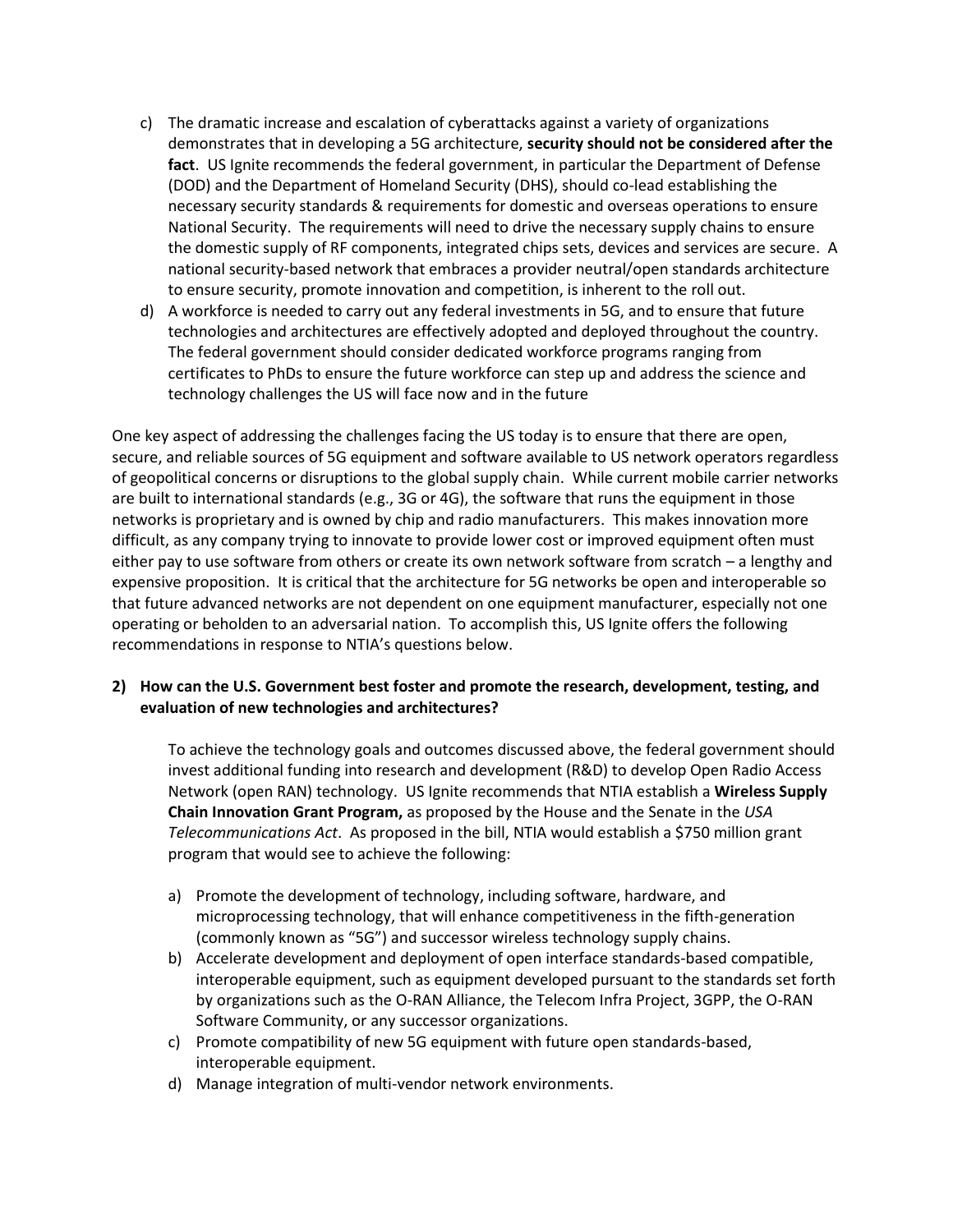c) The dramatic increase and escalation of cyberattacks against a variety of organizations demonstrates that in developing a 5G architecture, **security should not be considered after the fact**. US Ignite recommends the federal government, in particular the Department of Defense (DOD) and the Department of Homeland Security (DHS), should co-lead establishing the necessary security standards & requirements for domestic and overseas operations to ensure National Security. The requirements will need to drive the necessary supply chains to ensure the domestic supply of RF components, integrated chips sets, devices and services are secure. A national security-based network that embraces a provider neutral/open standards architecture to ensure security, promote innovation and competition, is inherent to the roll out.

d) A workforce is needed to carry out any federal investments in 5G, and to ensure that future technologies and architectures are effectively adopted and deployed throughout the country. The federal government should consider dedicated workforce programs ranging from certificates to PhDs to ensure the future workforce can step up and address the science and technology challenges the US will face now and in the future

One key aspect of addressing the challenges facing the US today is to ensure that there are open, secure, and reliable sources of 5G equipment and software available to US network operators regardless of geopolitical concerns or disruptions to the global supply chain. While current mobile carrier networks are built to international standards (e.g., 3G or 4G), the software that runs the equipment in those networks is proprietary and is owned by chip and radio manufacturers. This makes innovation more difficult, as any company trying to innovate to provide lower cost or improved equipment often must either pay to use software from others or create its own network software from scratch – a lengthy and expensive proposition. It is critical that the architecture for 5G networks be open and interoperable so that future advanced networks are not dependent on one equipment manufacturer, especially not one operating or beholden to an adversarial nation. To accomplish this, US Ignite offers the following recommendations in response to NTIA's questions below.

**2) How can the U.S. Government best foster and promote the research, development, testing, and evaluation of new technologies and architectures?**

To achieve the technology goals and outcomes discussed above, the federal government should invest additional funding into research and development (R&D) to develop Open Radio Access Network (open RAN) technology. US Ignite recommends that NTIA establish a **Wireless Supply Chain Innovation Grant Program,** as proposed by the House and the Senate in the *USA Telecommunications Act*. As proposed in the bill, NTIA would establish a $750 million grant program that would see to achieve the following:

a) Promote the development of technology, including software, hardware, and microprocessing technology, that will enhance competitiveness in the fifth-generation (commonly known as "5G") and successor wireless technology supply chains.

b) Accelerate development and deployment of open interface standards-based compatible, interoperable equipment, such as equipment developed pursuant to the standards set forth by organizations such as the O-RAN Alliance, the Telecom Infra Project, 3GPP, the O-RAN Software Community, or any successor organizations.

c) Promote compatibility of new 5G equipment with future open standards-based, interoperable equipment.

d) Manage integration of multi-vendor network environments.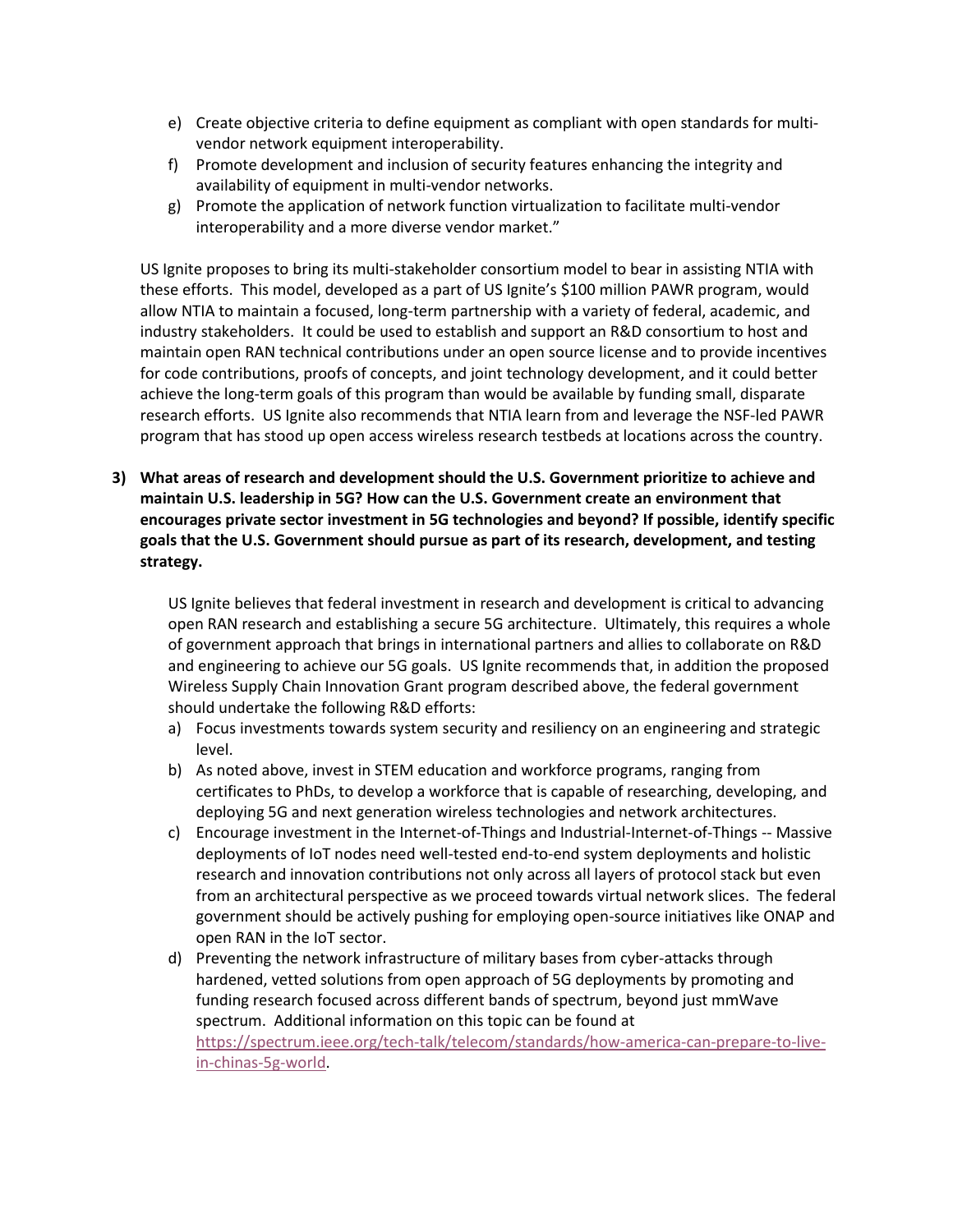e) Create objective criteria to define equipment as compliant with open standards for multi-vendor network equipment interoperability.
f) Promote development and inclusion of security features enhancing the integrity and availability of equipment in multi-vendor networks.
g) Promote the application of network function virtualization to facilitate multi-vendor interoperability and a more diverse vendor market."

US Ignite proposes to bring its multi-stakeholder consortium model to bear in assisting NTIA with these efforts. This model, developed as a part of US Ignite's $100 million PAWR program, would allow NTIA to maintain a focused, long-term partnership with a variety of federal, academic, and industry stakeholders. It could be used to establish and support an R&D consortium to host and maintain open RAN technical contributions under an open source license and to provide incentives for code contributions, proofs of concepts, and joint technology development, and it could better achieve the long-term goals of this program than would be available by funding small, disparate research efforts. US Ignite also recommends that NTIA learn from and leverage the NSF-led PAWR program that has stood up open access wireless research testbeds at locations across the country.

**3) What areas of research and development should the U.S. Government prioritize to achieve and maintain U.S. leadership in 5G? How can the U.S. Government create an environment that encourages private sector investment in 5G technologies and beyond? If possible, identify specific goals that the U.S. Government should pursue as part of its research, development, and testing strategy.**

US Ignite believes that federal investment in research and development is critical to advancing open RAN research and establishing a secure 5G architecture. Ultimately, this requires a whole of government approach that brings in international partners and allies to collaborate on R&D and engineering to achieve our 5G goals. US Ignite recommends that, in addition the proposed Wireless Supply Chain Innovation Grant program described above, the federal government should undertake the following R&D efforts:

a) Focus investments towards system security and resiliency on an engineering and strategic level.
b) As noted above, invest in STEM education and workforce programs, ranging from certificates to PhDs, to develop a workforce that is capable of researching, developing, and deploying 5G and next generation wireless technologies and network architectures.
c) Encourage investment in the Internet-of-Things and Industrial-Internet-of-Things -- Massive deployments of IoT nodes need well-tested end-to-end system deployments and holistic research and innovation contributions not only across all layers of protocol stack but even from an architectural perspective as we proceed towards virtual network slices. The federal government should be actively pushing for employing open-source initiatives like ONAP and open RAN in the IoT sector.
d) Preventing the network infrastructure of military bases from cyber-attacks through hardened, vetted solutions from open approach of 5G deployments by promoting and funding research focused across different bands of spectrum, beyond just mmWave spectrum. Additional information on this topic can be found at https://spectrum.ieee.org/tech-talk/telecom/standards/how-america-can-prepare-to-live-in-chinas-5g-world.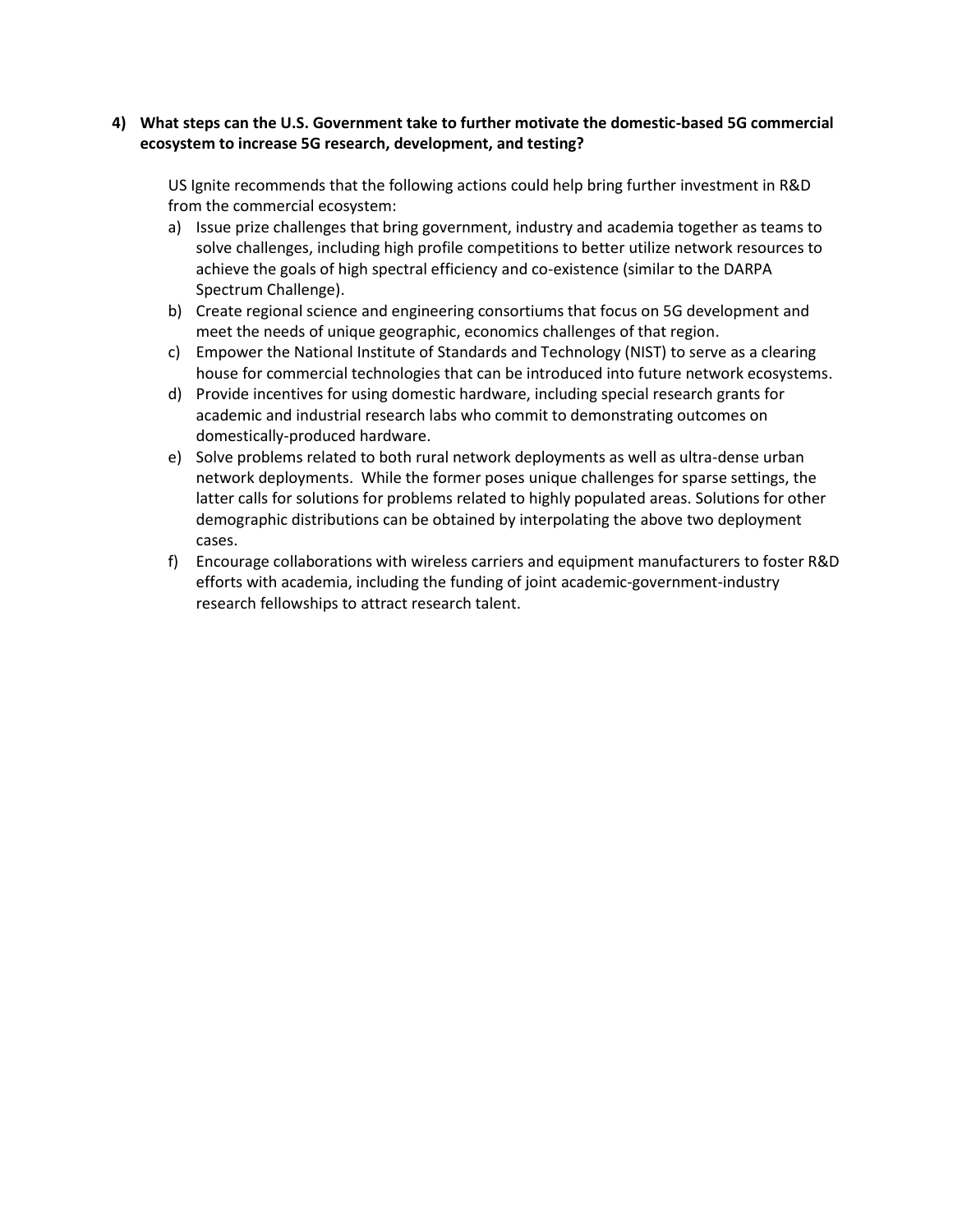**4) What steps can the U.S. Government take to further motivate the domestic-based 5G commercial ecosystem to increase 5G research, development, and testing?**

US Ignite recommends that the following actions could help bring further investment in R&D from the commercial ecosystem:

a) Issue prize challenges that bring government, industry and academia together as teams to solve challenges, including high profile competitions to better utilize network resources to achieve the goals of high spectral efficiency and co-existence (similar to the DARPA Spectrum Challenge).

b) Create regional science and engineering consortiums that focus on 5G development and meet the needs of unique geographic, economics challenges of that region.

c) Empower the National Institute of Standards and Technology (NIST) to serve as a clearing house for commercial technologies that can be introduced into future network ecosystems.

d) Provide incentives for using domestic hardware, including special research grants for academic and industrial research labs who commit to demonstrating outcomes on domestically-produced hardware.

e) Solve problems related to both rural network deployments as well as ultra-dense urban network deployments. While the former poses unique challenges for sparse settings, the latter calls for solutions for problems related to highly populated areas. Solutions for other demographic distributions can be obtained by interpolating the above two deployment cases.

f) Encourage collaborations with wireless carriers and equipment manufacturers to foster R&D efforts with academia, including the funding of joint academic-government-industry research fellowships to attract research talent.